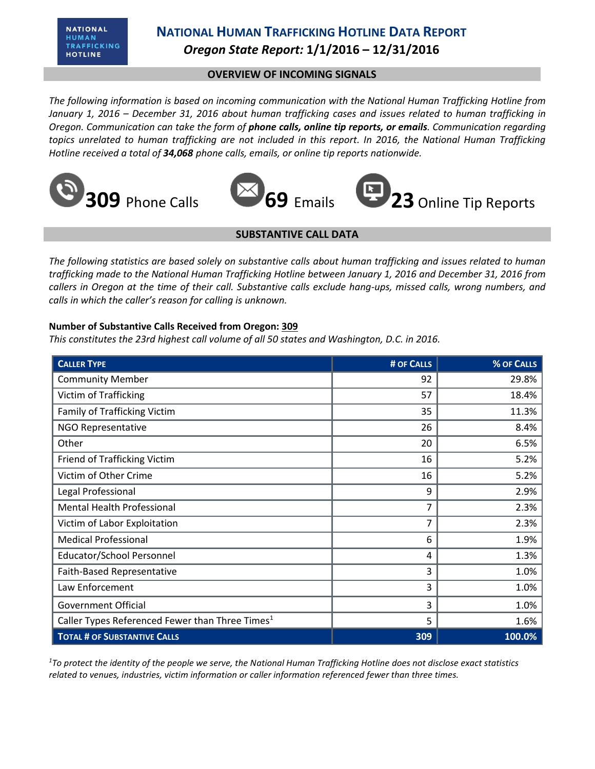NATIONAL HUMAN TRAFFICKING HOTLINE

# NATIONAL HUMAN TRAFFICKING HOTLINE DATA REPORT

## *Oregon State Report:* 1/1/2016 – 12/31/2016

### OVERVIEW OF INCOMING SIGNALS

*The following information is based on incoming communication with the National Human Trafficking Hotline from January 1, 2016 – December 31, 2016 about human trafficking cases and issues related to human trafficking in Oregon. Communication can take the form of* ***phone calls, online tip reports, or emails****. Communication regarding topics unrelated to human trafficking are not included in this report. In 2016, the National Human Trafficking Hotline received a total of* ***34,068*** *phone calls, emails, or online tip reports nationwide.*

**309** Phone Calls **69** Emails **23** Online Tip Reports

### SUBSTANTIVE CALL DATA

*The following statistics are based solely on substantive calls about human trafficking and issues related to human trafficking made to the National Human Trafficking Hotline between January 1, 2016 and December 31, 2016 from callers in Oregon at the time of their call. Substantive calls exclude hang-ups, missed calls, wrong numbers, and calls in which the caller's reason for calling is unknown.*

**Number of Substantive Calls Received from Oregon: 309**

*This constitutes the 23rd highest call volume of all 50 states and Washington, D.C. in 2016.*

| CALLER TYPE | # OF CALLS | % OF CALLS |
|---|---|---|
| Community Member | 92 | 29.8% |
| Victim of Trafficking | 57 | 18.4% |
| Family of Trafficking Victim | 35 | 11.3% |
| NGO Representative | 26 | 8.4% |
| Other | 20 | 6.5% |
| Friend of Trafficking Victim | 16 | 5.2% |
| Victim of Other Crime | 16 | 5.2% |
| Legal Professional | 9 | 2.9% |
| Mental Health Professional | 7 | 2.3% |
| Victim of Labor Exploitation | 7 | 2.3% |
| Medical Professional | 6 | 1.9% |
| Educator/School Personnel | 4 | 1.3% |
| Faith-Based Representative | 3 | 1.0% |
| Law Enforcement | 3 | 1.0% |
| Government Official | 3 | 1.0% |
| Caller Types Referenced Fewer than Three Times[1] | 5 | 1.6% |
| **TOTAL # OF SUBSTANTIVE CALLS** | **309** | **100.0%** |

*[1]To protect the identity of the people we serve, the National Human Trafficking Hotline does not disclose exact statistics related to venues, industries, victim information or caller information referenced fewer than three times.*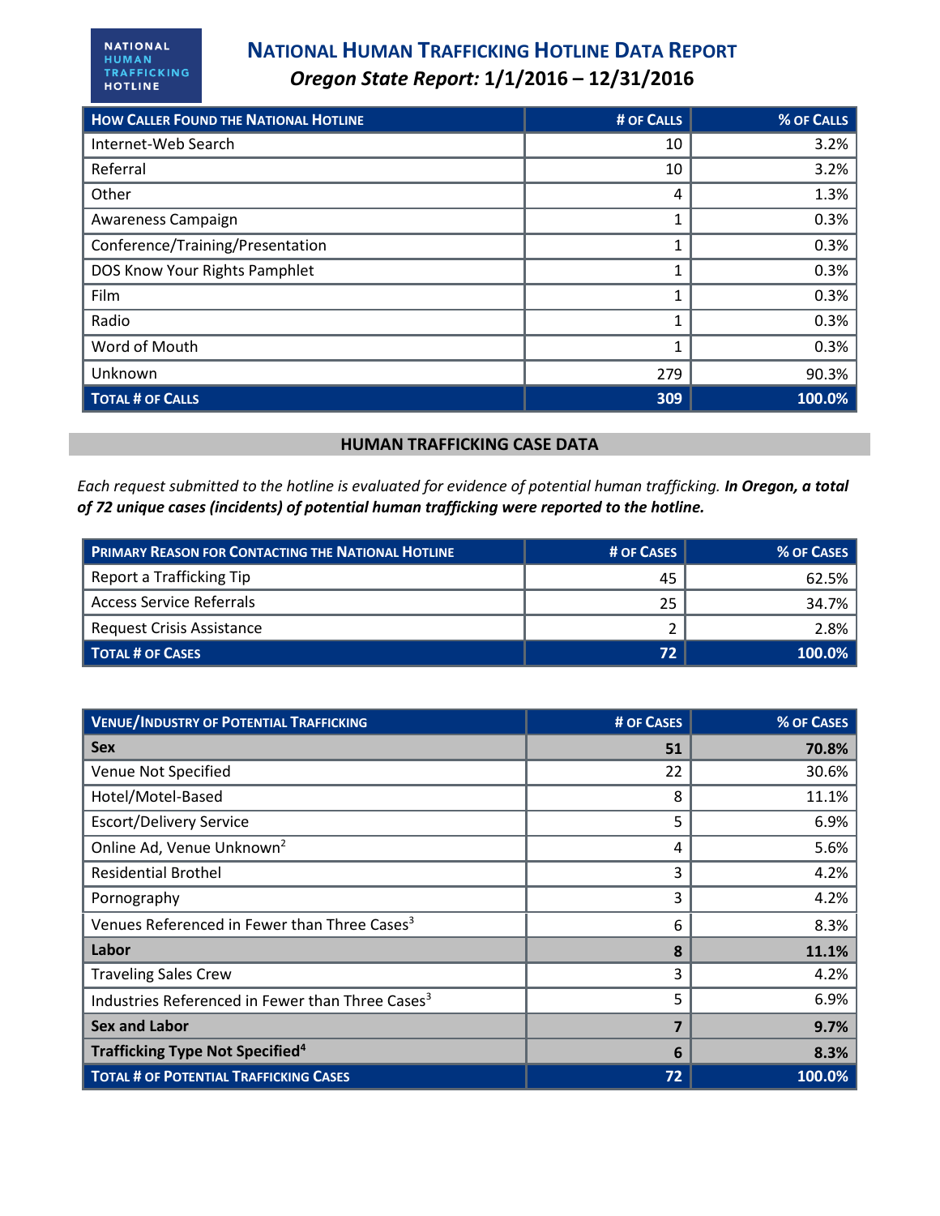# National Human Trafficking Hotline Data Report

***Oregon State Report:* 1/1/2016 – 12/31/2016**

| How Caller Found the National Hotline | # of Calls | % of Calls |
|---|---|---|
| Internet-Web Search | 10 | 3.2% |
| Referral | 10 | 3.2% |
| Other | 4 | 1.3% |
| Awareness Campaign | 1 | 0.3% |
| Conference/Training/Presentation | 1 | 0.3% |
| DOS Know Your Rights Pamphlet | 1 | 0.3% |
| Film | 1 | 0.3% |
| Radio | 1 | 0.3% |
| Word of Mouth | 1 | 0.3% |
| Unknown | 279 | 90.3% |
| **Total # of Calls** | **309** | **100.0%** |

## HUMAN TRAFFICKING CASE DATA

*Each request submitted to the hotline is evaluated for evidence of potential human trafficking.* ***In Oregon, a total of 72 unique cases (incidents) of potential human trafficking were reported to the hotline.***

| Primary Reason for Contacting the National Hotline | # of Cases | % of Cases |
|---|---|---|
| Report a Trafficking Tip | 45 | 62.5% |
| Access Service Referrals | 25 | 34.7% |
| Request Crisis Assistance | 2 | 2.8% |
| **Total # of Cases** | **72** | **100.0%** |

| Venue/Industry of Potential Trafficking | # of Cases | % of Cases |
|---|---|---|
| **Sex** | **51** | **70.8%** |
| Venue Not Specified | 22 | 30.6% |
| Hotel/Motel-Based | 8 | 11.1% |
| Escort/Delivery Service | 5 | 6.9% |
| Online Ad, Venue Unknown[2] | 4 | 5.6% |
| Residential Brothel | 3 | 4.2% |
| Pornography | 3 | 4.2% |
| Venues Referenced in Fewer than Three Cases[3] | 6 | 8.3% |
| **Labor** | **8** | **11.1%** |
| Traveling Sales Crew | 3 | 4.2% |
| Industries Referenced in Fewer than Three Cases[3] | 5 | 6.9% |
| **Sex and Labor** | **7** | **9.7%** |
| **Trafficking Type Not Specified[4]** | **6** | **8.3%** |
| **Total # of Potential Trafficking Cases** | **72** | **100.0%** |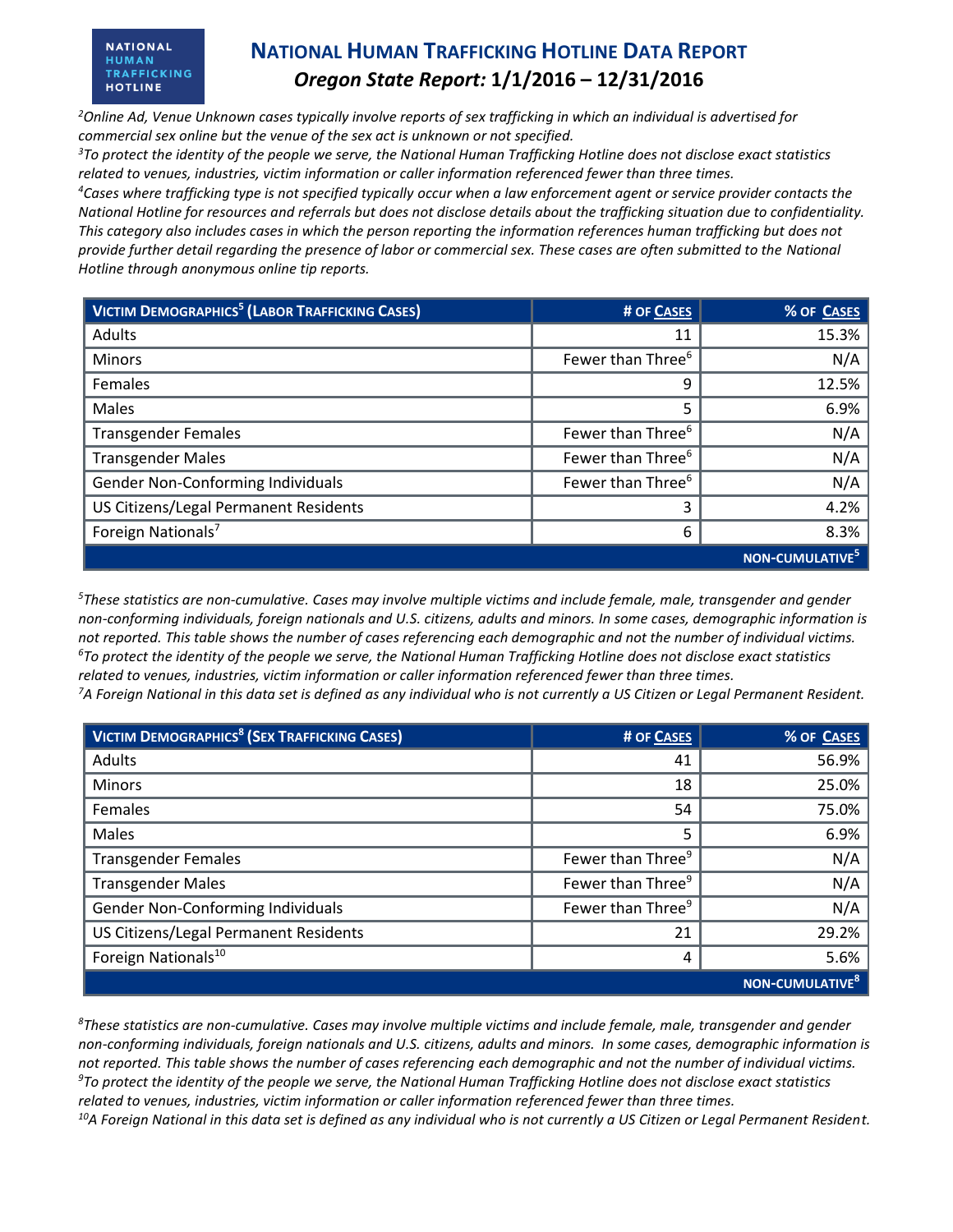# National Human Trafficking Hotline Data Report

## *Oregon State Report:* 1/1/2016 – 12/31/2016

*[2]Online Ad, Venue Unknown cases typically involve reports of sex trafficking in which an individual is advertised for commercial sex online but the venue of the sex act is unknown or not specified.*
*[3]To protect the identity of the people we serve, the National Human Trafficking Hotline does not disclose exact statistics related to venues, industries, victim information or caller information referenced fewer than three times.*
*[4]Cases where trafficking type is not specified typically occur when a law enforcement agent or service provider contacts the National Hotline for resources and referrals but does not disclose details about the trafficking situation due to confidentiality. This category also includes cases in which the person reporting the information references human trafficking but does not provide further detail regarding the presence of labor or commercial sex. These cases are often submitted to the National Hotline through anonymous online tip reports.*

| Victim Demographics[5] (Labor Trafficking Cases) | # of Cases | % of Cases |
|---|---|---|
| Adults | 11 | 15.3% |
| Minors | Fewer than Three[6] | N/A |
| Females | 9 | 12.5% |
| Males | 5 | 6.9% |
| Transgender Females | Fewer than Three[6] | N/A |
| Transgender Males | Fewer than Three[6] | N/A |
| Gender Non-Conforming Individuals | Fewer than Three[6] | N/A |
| US Citizens/Legal Permanent Residents | 3 | 4.2% |
| Foreign Nationals[7] | 6 | 8.3% |
| | | NON-CUMULATIVE[5] |

*[5]These statistics are non-cumulative. Cases may involve multiple victims and include female, male, transgender and gender non-conforming individuals, foreign nationals and U.S. citizens, adults and minors. In some cases, demographic information is not reported. This table shows the number of cases referencing each demographic and not the number of individual victims.*
*[6]To protect the identity of the people we serve, the National Human Trafficking Hotline does not disclose exact statistics related to venues, industries, victim information or caller information referenced fewer than three times.*
*[7]A Foreign National in this data set is defined as any individual who is not currently a US Citizen or Legal Permanent Resident.*

| Victim Demographics[8] (Sex Trafficking Cases) | # of Cases | % of Cases |
|---|---|---|
| Adults | 41 | 56.9% |
| Minors | 18 | 25.0% |
| Females | 54 | 75.0% |
| Males | 5 | 6.9% |
| Transgender Females | Fewer than Three[9] | N/A |
| Transgender Males | Fewer than Three[9] | N/A |
| Gender Non-Conforming Individuals | Fewer than Three[9] | N/A |
| US Citizens/Legal Permanent Residents | 21 | 29.2% |
| Foreign Nationals[10] | 4 | 5.6% |
| | | NON-CUMULATIVE[8] |

*[8]These statistics are non-cumulative. Cases may involve multiple victims and include female, male, transgender and gender non-conforming individuals, foreign nationals and U.S. citizens, adults and minors. In some cases, demographic information is not reported. This table shows the number of cases referencing each demographic and not the number of individual victims.*
*[9]To protect the identity of the people we serve, the National Human Trafficking Hotline does not disclose exact statistics related to venues, industries, victim information or caller information referenced fewer than three times.*
*[10]A Foreign National in this data set is defined as any individual who is not currently a US Citizen or Legal Permanent Resident.*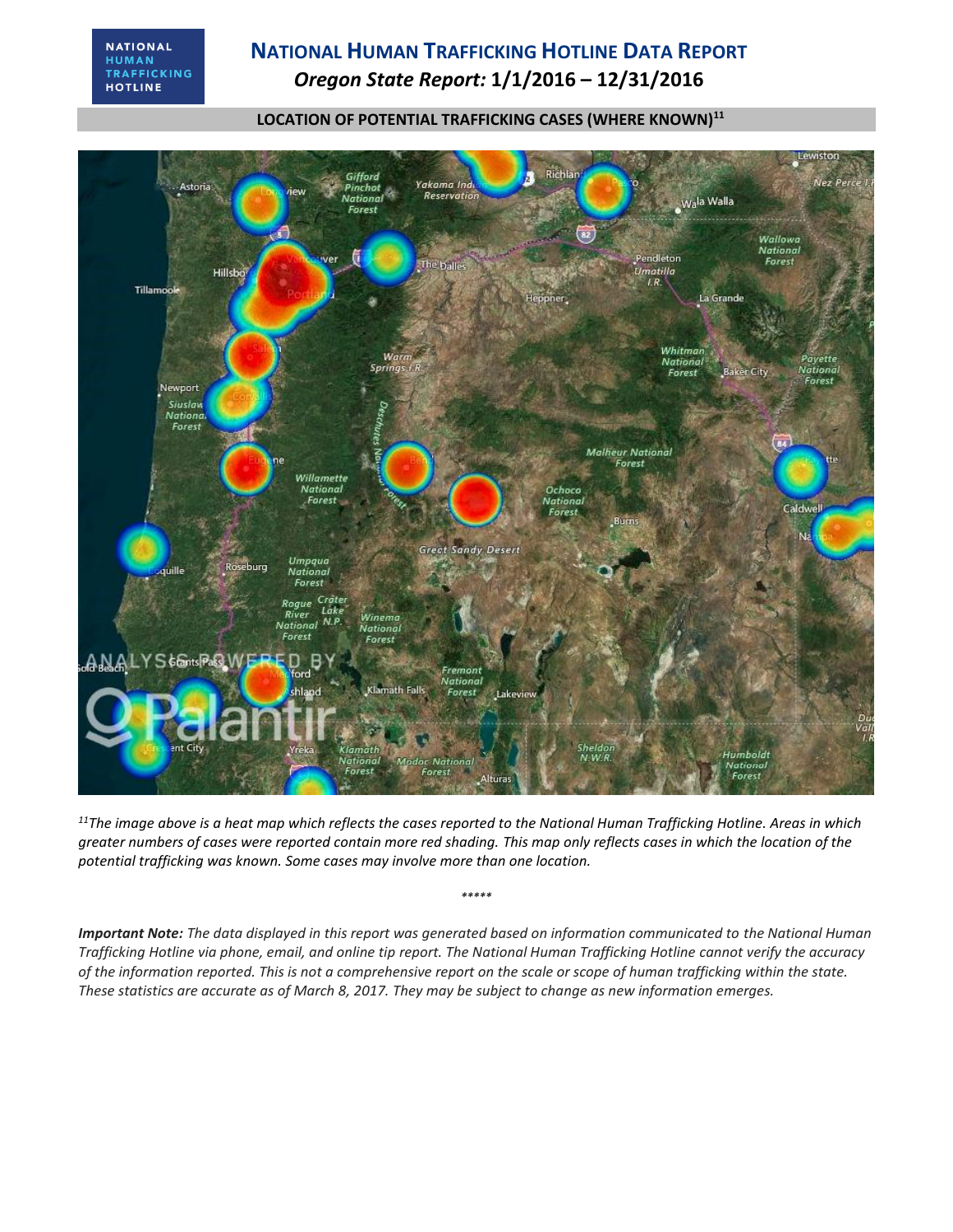## National Human Trafficking Hotline Data Report

### *Oregon State Report:* 1/1/2016 – 12/31/2016

**LOCATION OF POTENTIAL TRAFFICKING CASES (WHERE KNOWN)[11]**

*[11]The image above is a heat map which reflects the cases reported to the National Human Trafficking Hotline. Areas in which greater numbers of cases were reported contain more red shading. This map only reflects cases in which the location of the potential trafficking was known. Some cases may involve more than one location.*

\*\*\*\*\*

***Important Note:*** *The data displayed in this report was generated based on information communicated to the National Human Trafficking Hotline via phone, email, and online tip report. The National Human Trafficking Hotline cannot verify the accuracy of the information reported. This is not a comprehensive report on the scale or scope of human trafficking within the state. These statistics are accurate as of March 8, 2017. They may be subject to change as new information emerges.*